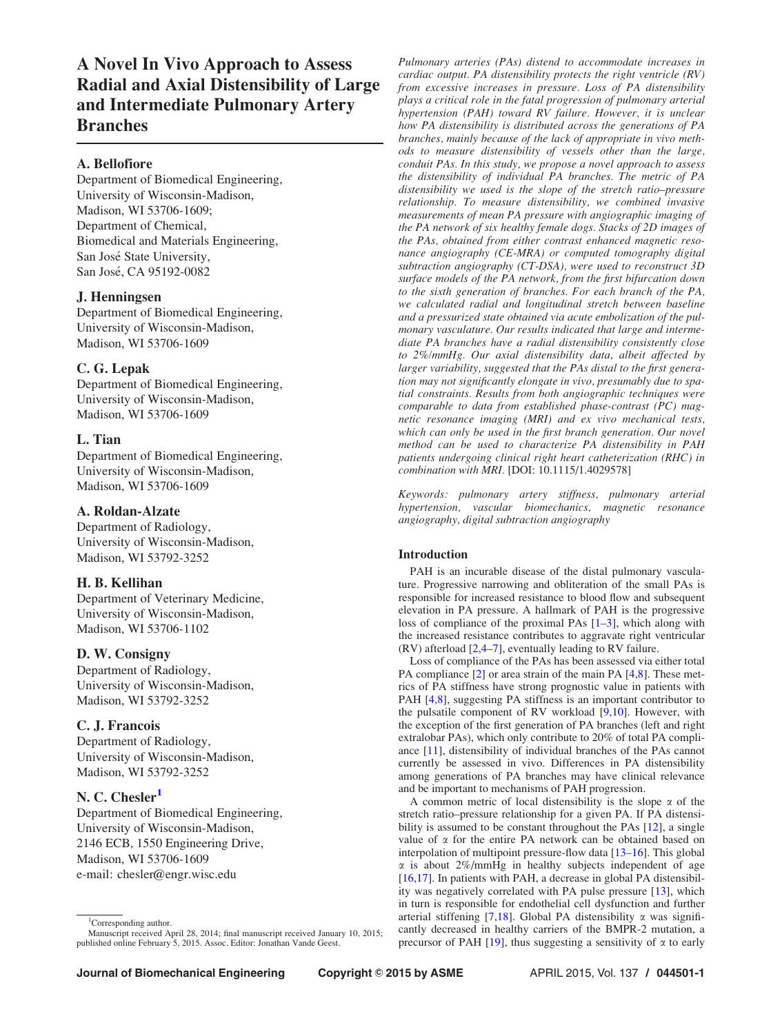# A Novel In Vivo Approach to Assess Radial and Axial Distensibility of Large and Intermediate Pulmonary Artery Branches

**A. Bellofiore**
Department of Biomedical Engineering,
University of Wisconsin-Madison,
Madison, WI 53706-1609;
Department of Chemical,
Biomedical and Materials Engineering,
San José State University,
San José, CA 95192-0082

**J. Henningsen**
Department of Biomedical Engineering,
University of Wisconsin-Madison,
Madison, WI 53706-1609

**C. G. Lepak**
Department of Biomedical Engineering,
University of Wisconsin-Madison,
Madison, WI 53706-1609

**L. Tian**
Department of Biomedical Engineering,
University of Wisconsin-Madison,
Madison, WI 53706-1609

**A. Roldan-Alzate**
Department of Radiology,
University of Wisconsin-Madison,
Madison, WI 53792-3252

**H. B. Kellihan**
Department of Veterinary Medicine,
University of Wisconsin-Madison,
Madison, WI 53706-1102

**D. W. Consigny**
Department of Radiology,
University of Wisconsin-Madison,
Madison, WI 53792-3252

**C. J. Francois**
Department of Radiology,
University of Wisconsin-Madison,
Madison, WI 53792-3252

**N. C. Chesler[1]**
Department of Biomedical Engineering,
University of Wisconsin-Madison,
2146 ECB, 1550 Engineering Drive,
Madison, WI 53706-1609
e-mail: chesler@engr.wisc.edu

*Pulmonary arteries (PAs) distend to accommodate increases in cardiac output. PA distensibility protects the right ventricle (RV) from excessive increases in pressure. Loss of PA distensibility plays a critical role in the fatal progression of pulmonary arterial hypertension (PAH) toward RV failure. However, it is unclear how PA distensibility is distributed across the generations of PA branches, mainly because of the lack of appropriate in vivo methods to measure distensibility of vessels other than the large, conduit PAs. In this study, we propose a novel approach to assess the distensibility of individual PA branches. The metric of PA distensibility we used is the slope of the stretch ratio–pressure relationship. To measure distensibility, we combined invasive measurements of mean PA pressure with angiographic imaging of the PA network of six healthy female dogs. Stacks of 2D images of the PAs, obtained from either contrast enhanced magnetic resonance angiography (CE-MRA) or computed tomography digital subtraction angiography (CT-DSA), were used to reconstruct 3D surface models of the PA network, from the first bifurcation down to the sixth generation of branches. For each branch of the PA, we calculated radial and longitudinal stretch between baseline and a pressurized state obtained via acute embolization of the pulmonary vasculature. Our results indicated that large and intermediate PA branches have a radial distensibility consistently close to 2%/mmHg. Our axial distensibility data, albeit affected by larger variability, suggested that the PAs distal to the first generation may not significantly elongate in vivo, presumably due to spatial constraints. Results from both angiographic techniques were comparable to data from established phase-contrast (PC) magnetic resonance imaging (MRI) and ex vivo mechanical tests, which can only be used in the first branch generation. Our novel method can be used to characterize PA distensibility in PAH patients undergoing clinical right heart catheterization (RHC) in combination with MRI.* [DOI: 10.1115/1.4029578]

*Keywords: pulmonary artery stiffness, pulmonary arterial hypertension, vascular biomechanics, magnetic resonance angiography, digital subtraction angiography*

## Introduction

PAH is an incurable disease of the distal pulmonary vasculature. Progressive narrowing and obliteration of the small PAs is responsible for increased resistance to blood flow and subsequent elevation in PA pressure. A hallmark of PAH is the progressive loss of compliance of the proximal PAs [1–3], which along with the increased resistance contributes to aggravate right ventricular (RV) afterload [2,4–7], eventually leading to RV failure.

Loss of compliance of the PAs has been assessed via either total PA compliance [2] or area strain of the main PA [4,8]. These metrics of PA stiffness have strong prognostic value in patients with PAH [4,8], suggesting PA stiffness is an important contributor to the pulsatile component of RV workload [9,10]. However, with the exception of the first generation of PA branches (left and right extralobar PAs), which only contribute to 20% of total PA compliance [11], distensibility of individual branches of the PAs cannot currently be assessed in vivo. Differences in PA distensibility among generations of PA branches may have clinical relevance and be important to mechanisms of PAH progression.

A common metric of local distensibility is the slope $\alpha$ of the stretch ratio–pressure relationship for a given PA. If PA distensibility is assumed to be constant throughout the PAs [12], a single value of $\alpha$ for the entire PA network can be obtained based on interpolation of multipoint pressure-flow data [13–16]. This global $\alpha$ is about 2%/mmHg in healthy subjects independent of age [16,17]. In patients with PAH, a decrease in global PA distensibility was negatively correlated with PA pulse pressure [13], which in turn is responsible for endothelial cell dysfunction and further arterial stiffening [7,18]. Global PA distensibility $\alpha$ was significantly decreased in healthy carriers of the BMPR-2 mutation, a precursor of PAH [19], thus suggesting a sensitivity of $\alpha$ to early

[1]Corresponding author.
Manuscript received April 28, 2014; final manuscript received January 10, 2015; published online February 5, 2015. Assoc. Editor: Jonathan Vande Geest.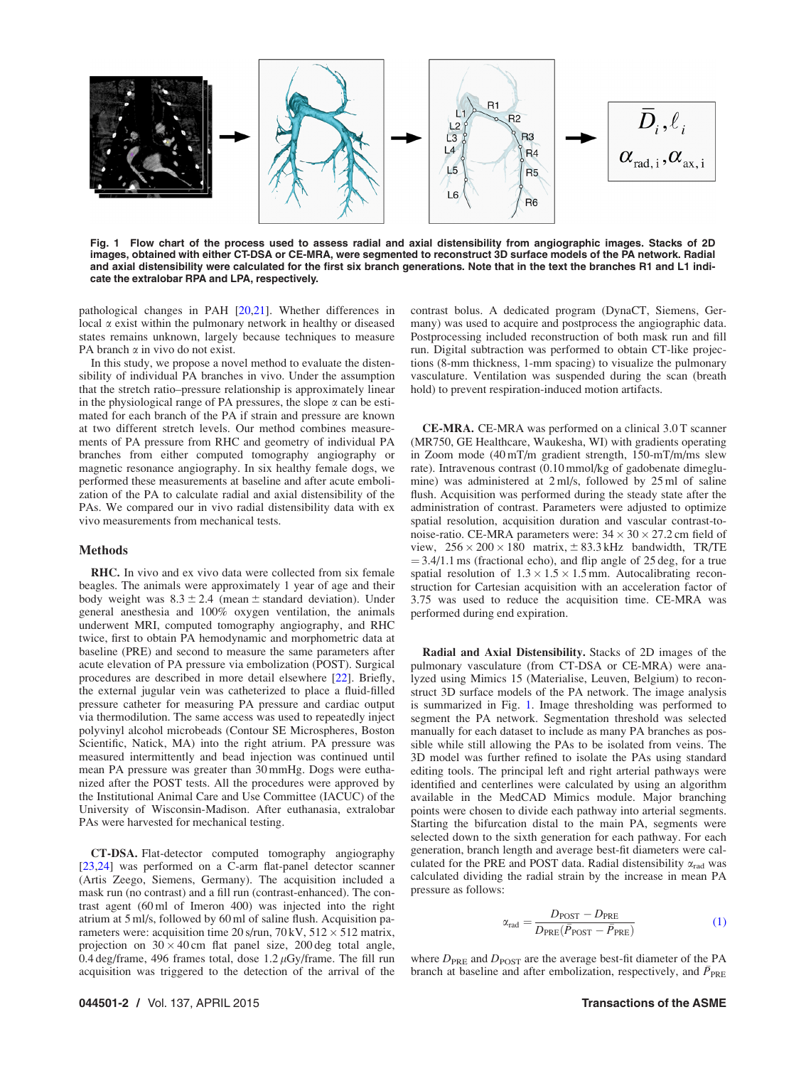**Fig. 1 Flow chart of the process used to assess radial and axial distensibility from angiographic images. Stacks of 2D images, obtained with either CT-DSA or CE-MRA, were segmented to reconstruct 3D surface models of the PA network. Radial and axial distensibility were calculated for the first six branch generations. Note that in the text the branches R1 and L1 indicate the extralobar RPA and LPA, respectively.**

pathological changes in PAH [20,21]. Whether differences in local $\alpha$ exist within the pulmonary network in healthy or diseased states remains unknown, largely because techniques to measure PA branch $\alpha$ in vivo do not exist.

In this study, we propose a novel method to evaluate the distensibility of individual PA branches in vivo. Under the assumption that the stretch ratio–pressure relationship is approximately linear in the physiological range of PA pressures, the slope $\alpha$ can be estimated for each branch of the PA if strain and pressure are known at two different stretch levels. Our method combines measurements of PA pressure from RHC and geometry of individual PA branches from either computed tomography angiography or magnetic resonance angiography. In six healthy female dogs, we performed these measurements at baseline and after acute embolization of the PA to calculate radial and axial distensibility of the PAs. We compared our in vivo radial distensibility data with ex vivo measurements from mechanical tests.

## Methods

**RHC.** In vivo and ex vivo data were collected from six female beagles. The animals were approximately 1 year of age and their body weight was $8.3 \pm 2.4$ (mean $\pm$ standard deviation). Under general anesthesia and 100% oxygen ventilation, the animals underwent MRI, computed tomography angiography, and RHC twice, first to obtain PA hemodynamic and morphometric data at baseline (PRE) and second to measure the same parameters after acute elevation of PA pressure via embolization (POST). Surgical procedures are described in more detail elsewhere [22]. Briefly, the external jugular vein was catheterized to place a fluid-filled pressure catheter for measuring PA pressure and cardiac output via thermodilution. The same access was used to repeatedly inject polyvinyl alcohol microbeads (Contour SE Microspheres, Boston Scientific, Natick, MA) into the right atrium. PA pressure was measured intermittently and bead injection was continued until mean PA pressure was greater than 30 mmHg. Dogs were euthanized after the POST tests. All the procedures were approved by the Institutional Animal Care and Use Committee (IACUC) of the University of Wisconsin-Madison. After euthanasia, extralobar PAs were harvested for mechanical testing.

**CT-DSA.** Flat-detector computed tomography angiography [23,24] was performed on a C-arm flat-panel detector scanner (Artis Zeego, Siemens, Germany). The acquisition included a mask run (no contrast) and a fill run (contrast-enhanced). The contrast agent (60 ml of Imeron 400) was injected into the right atrium at 5 ml/s, followed by 60 ml of saline flush. Acquisition parameters were: acquisition time 20 s/run, 70 kV, $512 \times 512$ matrix, projection on $30 \times 40$ cm flat panel size, 200 deg total angle, 0.4 deg/frame, 496 frames total, dose 1.2 $\mu$Gy/frame. The fill run acquisition was triggered to the detection of the arrival of the contrast bolus. A dedicated program (DynaCT, Siemens, Germany) was used to acquire and postprocess the angiographic data. Postprocessing included reconstruction of both mask run and fill run. Digital subtraction was performed to obtain CT-like projections (8-mm thickness, 1-mm spacing) to visualize the pulmonary vasculature. Ventilation was suspended during the scan (breath hold) to prevent respiration-induced motion artifacts.

**CE-MRA.** CE-MRA was performed on a clinical 3.0 T scanner (MR750, GE Healthcare, Waukesha, WI) with gradients operating in Zoom mode (40 mT/m gradient strength, 150-mT/m/ms slew rate). Intravenous contrast (0.10 mmol/kg of gadobenate dimeglumine) was administered at 2 ml/s, followed by 25 ml of saline flush. Acquisition was performed during the steady state after the administration of contrast. Parameters were adjusted to optimize spatial resolution, acquisition duration and vascular contrast-to-noise-ratio. CE-MRA parameters were: $34 \times 30 \times 27.2$ cm field of view, $256 \times 200 \times 180$ matrix, $\pm$ 83.3 kHz bandwidth, TR/TE $= 3.4/1.1$ ms (fractional echo), and flip angle of 25 deg, for a true spatial resolution of $1.3 \times 1.5 \times 1.5$ mm. Autocalibrating reconstruction for Cartesian acquisition with an acceleration factor of 3.75 was used to reduce the acquisition time. CE-MRA was performed during end expiration.

**Radial and Axial Distensibility.** Stacks of 2D images of the pulmonary vasculature (from CT-DSA or CE-MRA) were analyzed using Mimics 15 (Materialise, Leuven, Belgium) to reconstruct 3D surface models of the PA network. The image analysis is summarized in Fig. 1. Image thresholding was performed to segment the PA network. Segmentation threshold was selected manually for each dataset to include as many PA branches as possible while still allowing the PAs to be isolated from veins. The 3D model was further refined to isolate the PAs using standard editing tools. The principal left and right arterial pathways were identified and centerlines were calculated by using an algorithm available in the MedCAD Mimics module. Major branching points were chosen to divide each pathway into arterial segments. Starting the bifurcation distal to the main PA, segments were selected down to the sixth generation for each pathway. For each generation, branch length and average best-fit diameters were calculated for the PRE and POST data. Radial distensibility $\alpha_{\rm rad}$ was calculated dividing the radial strain by the increase in mean PA pressure as follows:

$$\alpha_{\rm rad} = \frac{D_{\rm POST} - D_{\rm PRE}}{D_{\rm PRE}(\bar{P}_{\rm POST} - \bar{P}_{\rm PRE})} \tag{1}$$

where $D_{\rm PRE}$ and $D_{\rm POST}$ are the average best-fit diameter of the PA branch at baseline and after embolization, respectively, and $\bar{P}_{\rm PRE}$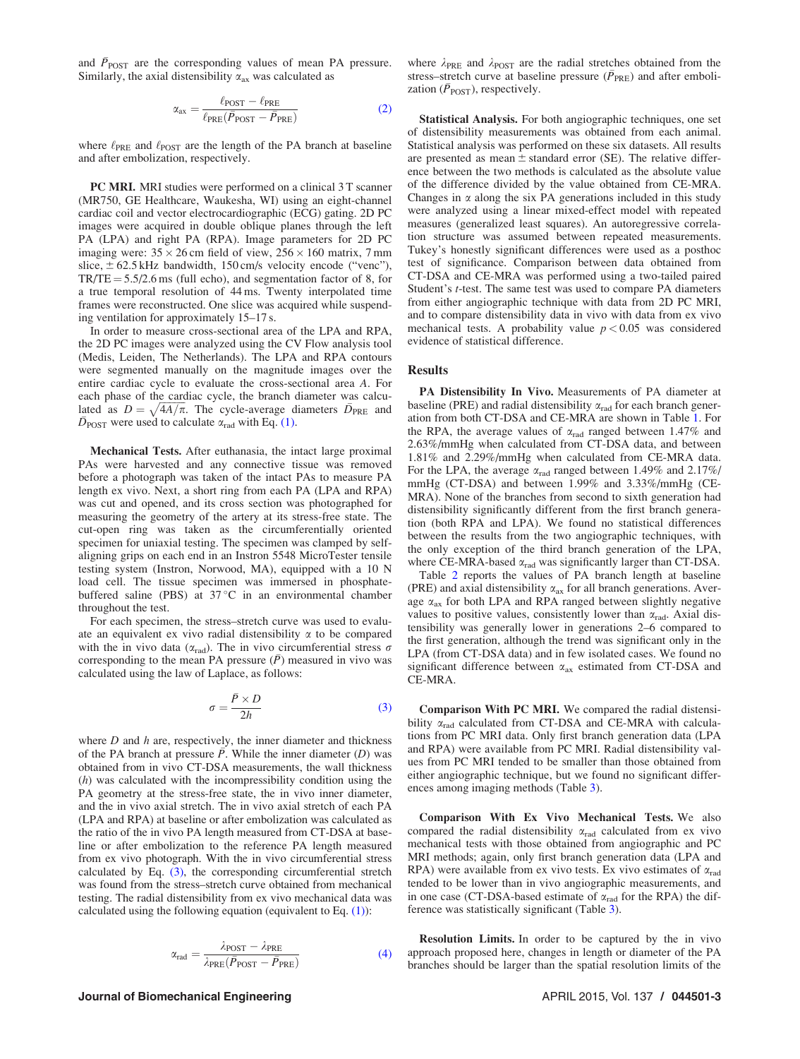and $\bar{P}_{POST}$ are the corresponding values of mean PA pressure. Similarly, the axial distensibility $\alpha_{ax}$ was calculated as

$$\alpha_{ax} = \frac{\ell_{POST} - \ell_{PRE}}{\ell_{PRE}(\bar{P}_{POST} - \bar{P}_{PRE})} \tag{2}$$

where $\ell_{PRE}$ and $\ell_{POST}$ are the length of the PA branch at baseline and after embolization, respectively.

**PC MRI.** MRI studies were performed on a clinical 3 T scanner (MR750, GE Healthcare, Waukesha, WI) using an eight-channel cardiac coil and vector electrocardiographic (ECG) gating. 2D PC images were acquired in double oblique planes through the left PA (LPA) and right PA (RPA). Image parameters for 2D PC imaging were: $35 \times 26$ cm field of view, $256 \times 160$ matrix, 7 mm slice, $\pm$ 62.5 kHz bandwidth, 150 cm/s velocity encode ("venc"), TR/TE = 5.5/2.6 ms (full echo), and segmentation factor of 8, for a true temporal resolution of 44 ms. Twenty interpolated time frames were reconstructed. One slice was acquired while suspending ventilation for approximately 15–17 s.

In order to measure cross-sectional area of the LPA and RPA, the 2D PC images were analyzed using the CV Flow analysis tool (Medis, Leiden, The Netherlands). The LPA and RPA contours were segmented manually on the magnitude images over the entire cardiac cycle to evaluate the cross-sectional area $A$. For each phase of the cardiac cycle, the branch diameter was calculated as $D = \sqrt{4A/\pi}$. The cycle-average diameters $\bar{D}_{PRE}$ and $\bar{D}_{POST}$ were used to calculate $\alpha_{rad}$ with Eq. (1).

**Mechanical Tests.** After euthanasia, the intact large proximal PAs were harvested and any connective tissue was removed before a photograph was taken of the intact PAs to measure PA length ex vivo. Next, a short ring from each PA (LPA and RPA) was cut and opened, and its cross section was photographed for measuring the geometry of the artery at its stress-free state. The cut-open ring was taken as the circumferentially oriented specimen for uniaxial testing. The specimen was clamped by self-aligning grips on each end in an Instron 5548 MicroTester tensile testing system (Instron, Norwood, MA), equipped with a 10 N load cell. The tissue specimen was immersed in phosphate-buffered saline (PBS) at 37 °C in an environmental chamber throughout the test.

For each specimen, the stress–stretch curve was used to evaluate an equivalent ex vivo radial distensibility $\alpha$ to be compared with the in vivo data ($\alpha_{rad}$). The in vivo circumferential stress $\sigma$ corresponding to the mean PA pressure ($\bar{P}$) measured in vivo was calculated using the law of Laplace, as follows:

$$\sigma = \frac{\bar{P} \times D}{2h} \tag{3}$$

where $D$ and $h$ are, respectively, the inner diameter and thickness of the PA branch at pressure $\bar{P}$. While the inner diameter ($D$) was obtained from in vivo CT-DSA measurements, the wall thickness ($h$) was calculated with the incompressibility condition using the PA geometry at the stress-free state, the in vivo inner diameter, and the in vivo axial stretch. The in vivo axial stretch of each PA (LPA and RPA) at baseline or after embolization was calculated as the ratio of the in vivo PA length measured from CT-DSA at baseline or after embolization to the reference PA length measured from ex vivo photograph. With the in vivo circumferential stretch calculated by Eq. (3), the corresponding circumferential stretch was found from the stress–stretch curve obtained from mechanical testing. The radial distensibility from ex vivo mechanical data was calculated using the following equation (equivalent to Eq. (1)):

$$\alpha_{rad} = \frac{\lambda_{POST} - \lambda_{PRE}}{\lambda_{PRE}(\bar{P}_{POST} - \bar{P}_{PRE})} \tag{4}$$

where $\lambda_{PRE}$ and $\lambda_{POST}$ are the radial stretches obtained from the stress–stretch curve at baseline pressure ($\bar{P}_{PRE}$) and after embolization ($\bar{P}_{POST}$), respectively.

**Statistical Analysis.** For both angiographic techniques, one set of distensibility measurements was obtained from each animal. Statistical analysis was performed on these six datasets. All results are presented as mean $\pm$ standard error (SE). The relative difference between the two methods is calculated as the absolute value of the difference divided by the value obtained from CE-MRA. Changes in $\alpha$ along the six PA generations included in this study were analyzed using a linear mixed-effect model with repeated measures (generalized least squares). An autoregressive correlation structure was assumed between repeated measurements. Tukey's honestly significant differences were used as a posthoc test of significance. Comparison between data obtained from CT-DSA and CE-MRA was performed using a two-tailed paired Student's $t$-test. The same test was used to compare PA diameters from either angiographic technique with data from 2D PC MRI, and to compare distensibility data in vivo with data from ex vivo mechanical tests. A probability value $p < 0.05$ was considered evidence of statistical difference.

## Results

**PA Distensibility In Vivo.** Measurements of PA diameter at baseline (PRE) and radial distensibility $\alpha_{rad}$ for each branch generation from both CT-DSA and CE-MRA are shown in Table 1. For the RPA, the average values of $\alpha_{rad}$ ranged between 1.47% and 2.63%/mmHg when calculated from CT-DSA data, and between 1.81% and 2.29%/mmHg when calculated from CE-MRA data. For the LPA, the average $\alpha_{rad}$ ranged between 1.49% and 2.17%/mmHg (CT-DSA) and between 1.99% and 3.33%/mmHg (CE-MRA). None of the branches from second to sixth generation had distensibility significantly different from the first branch generation (both RPA and LPA). We found no statistical differences between the results from the two angiographic techniques, with the only exception of the third branch generation of the LPA, where CE-MRA-based $\alpha_{rad}$ was significantly larger than CT-DSA.

Table 2 reports the values of PA branch length at baseline (PRE) and axial distensibility $\alpha_{ax}$ for all branch generations. Average $\alpha_{ax}$ for both LPA and RPA ranged between slightly negative values to positive values, consistently lower than $\alpha_{rad}$. Axial distensibility was generally lower in generations 2–6 compared to the first generation, although the trend was significant only in the LPA (from CT-DSA data) and in few isolated cases. We found no significant difference between $\alpha_{ax}$ estimated from CT-DSA and CE-MRA.

**Comparison With PC MRI.** We compared the radial distensibility $\alpha_{rad}$ calculated from CT-DSA and CE-MRA with calculations from PC MRI data. Only first branch generation data (LPA and RPA) were available from PC MRI. Radial distensibility values from PC MRI tended to be smaller than those obtained from either angiographic technique, but we found no significant differences among imaging methods (Table 3).

**Comparison With Ex Vivo Mechanical Tests.** We also compared the radial distensibility $\alpha_{rad}$ calculated from ex vivo mechanical tests with those obtained from angiographic and PC MRI methods; again, only first branch generation data (LPA and RPA) were available from ex vivo tests. Ex vivo estimates of $\alpha_{rad}$ tended to be lower than in vivo angiographic measurements, and in one case (CT-DSA-based estimate of $\alpha_{rad}$ for the RPA) the difference was statistically significant (Table 3).

**Resolution Limits.** In order to be captured by the in vivo approach proposed here, changes in length or diameter of the PA branches should be larger than the spatial resolution limits of the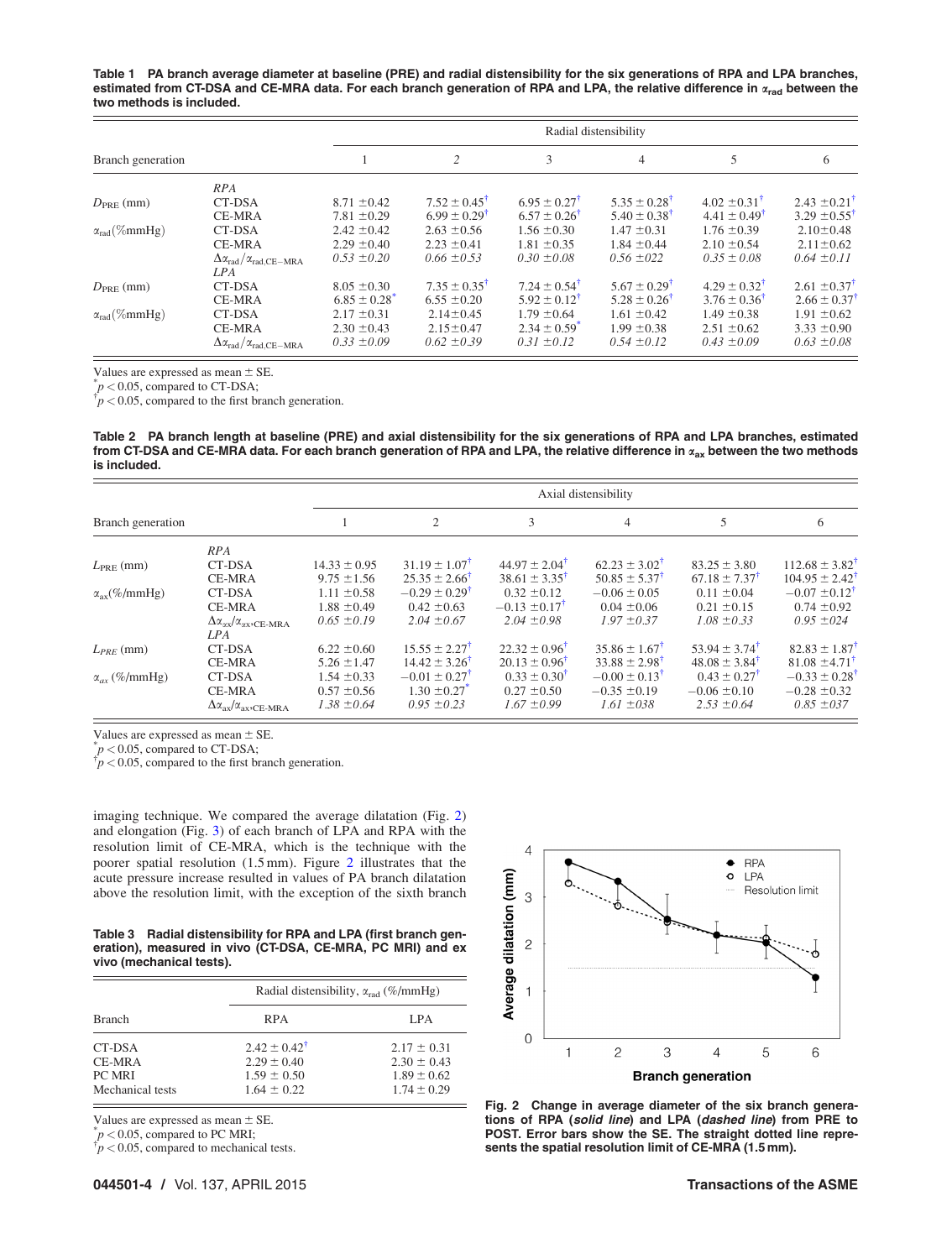**Table 1 PA branch average diameter at baseline (PRE) and radial distensibility for the six generations of RPA and LPA branches, estimated from CT-DSA and CE-MRA data. For each branch generation of RPA and LPA, the relative difference in $\alpha_{rad}$ between the two methods is included.**

| | | Radial distensibility | | | | | |
|---|---|---|---|---|---|---|---|
| Branch generation | | 1 | 2 | 3 | 4 | 5 | 6 |
| | *RPA* | | | | | | |
| $D_{PRE}$ (mm) | CT-DSA | 8.71 ±0.42 | 7.52 ± 0.45[†] | 6.95 ± 0.27[†] | 5.35 ± 0.28[†] | 4.02 ±0.31[†] | 2.43 ±0.21[†] |
| | CE-MRA | 7.81 ±0.29 | 6.99 ± 0.29[†] | 6.57 ± 0.26[†] | 5.40 ± 0.38[†] | 4.41 ± 0.49[†] | 3.29 ±0.55[†] |
| $\alpha_{rad}$(%mmHg) | CT-DSA | 2.42 ±0.42 | 2.63 ±0.56 | 1.56 ±0.30 | 1.47 ±0.31 | 1.76 ±0.39 | 2.10±0.48 |
| | CE-MRA | 2.29 ±0.40 | 2.23 ±0.41 | 1.81 ±0.35 | 1.84 ±0.44 | 2.10 ±0.54 | 2.11±0.62 |
| | $\Delta\alpha_{rad}/\alpha_{rad,CE-MRA}$ | *0.53 ±0.20* | *0.66 ±0.53* | *0.30 ±0.08* | *0.56 ±022* | *0.35 ± 0.08* | *0.64 ±0.11* |
| | *LPA* | | | | | | |
| $D_{PRE}$ (mm) | CT-DSA | 8.05 ±0.30 | 7.35 ± 0.35[†] | 7.24 ± 0.54[†] | 5.67 ± 0.29[†] | 4.29 ± 0.32[†] | 2.61 ±0.37[†] |
| | CE-MRA | 6.85 ± 0.28[*] | 6.55 ±0.20 | 5.92 ± 0.12[†] | 5.28 ± 0.26[†] | 3.76 ± 0.36[†] | 2.66 ± 0.37[†] |
| $\alpha_{rad}$(%mmHg) | CT-DSA | 2.17 ±0.31 | 2.14±0.45 | 1.79 ±0.64 | 1.61 ±0.42 | 1.49 ±0.38 | 1.91 ±0.62 |
| | CE-MRA | 2.30 ±0.43 | 2.15±0.47 | 2.34 ± 0.59[*] | 1.99 ±0.38 | 2.51 ±0.62 | 3.33 ±0.90 |
| | $\Delta\alpha_{rad}/\alpha_{rad,CE-MRA}$ | *0.33 ±0.09* | *0.62 ±0.39* | *0.31 ±0.12* | *0.54 ±0.12* | *0.43 ±0.09* | *0.63 ±0.08* |

Values are expressed as mean ± SE.
[*] $p < 0.05$, compared to CT-DSA;
[†] $p < 0.05$, compared to the first branch generation.

**Table 2 PA branch length at baseline (PRE) and axial distensibility for the six generations of RPA and LPA branches, estimated from CT-DSA and CE-MRA data. For each branch generation of RPA and LPA, the relative difference in $\alpha_{ax}$ between the two methods is included.**

| | | Axial distensibility | | | | | |
|---|---|---|---|---|---|---|---|
| Branch generation | | 1 | 2 | 3 | 4 | 5 | 6 |
| | *RPA* | | | | | | |
| $L_{PRE}$ (mm) | CT-DSA | 14.33 ± 0.95 | 31.19 ± 1.07[†] | 44.97 ± 2.04[†] | 62.23 ± 3.02[†] | 83.25 ± 3.80 | 112.68 ± 3.82[†] |
| | CE-MRA | 9.75 ±1.56 | 25.35 ± 2.66[†] | 38.61 ± 3.35[†] | 50.85 ± 5.37[†] | 67.18 ± 7.37[†] | 104.95 ± 2.42[†] |
| $\alpha_{ax}$(%/mmHg) | CT-DSA | 1.11 ±0.58 | −0.29 ± 0.29[†] | 0.32 ±0.12 | −0.06 ± 0.05 | 0.11 ±0.04 | −0.07 ±0.12[†] |
| | CE-MRA | 1.88 ±0.49 | 0.42 ±0.63 | −0.13 ±0.17[†] | 0.04 ±0.06 | 0.21 ±0.15 | 0.74 ±0.92 |
| | $\Delta\alpha_{ax}/\alpha_{ax,CE-MRA}$ | *0.65 ±0.19* | *2.04 ±0.67* | *2.04 ±0.98* | *1.97 ±0.37* | *1.08 ±0.33* | *0.95 ±024* |
| | *LPA* | | | | | | |
| $L_{PRE}$ (mm) | CT-DSA | 6.22 ±0.60 | 15.55 ± 2.27[†] | 22.32 ± 0.96[†] | 35.86 ± 1.67[†] | 53.94 ± 3.74[†] | 82.83 ± 1.87[†] |
| | CE-MRA | 5.26 ±1.47 | 14.42 ± 3.26[†] | 20.13 ± 0.96[†] | 33.88 ± 2.98[†] | 48.08 ± 3.84[†] | 81.08 ±4.71[†] |
| $\alpha_{ax}$ (%/mmHg) | CT-DSA | 1.54 ±0.33 | −0.01 ± 0.27[†] | 0.33 ± 0.30[†] | −0.00 ± 0.13[†] | 0.43 ± 0.27[†] | −0.33 ± 0.28[†] |
| | CE-MRA | 0.57 ±0.56 | 1.30 ±0.27[*] | 0.27 ±0.50 | −0.35 ±0.19 | −0.06 ±0.10 | −0.28 ±0.32 |
| | $\Delta\alpha_{ax}/\alpha_{ax,CE-MRA}$ | *1.38 ±0.64* | *0.95 ±0.23* | *1.67 ±0.99* | *1.61 ±038* | *2.53 ±0.64* | *0.85 ±037* |

Values are expressed as mean ± SE.
[*] $p < 0.05$, compared to CT-DSA;
[†] $p < 0.05$, compared to the first branch generation.

imaging technique. We compared the average dilatation (Fig. 2) and elongation (Fig. 3) of each branch of LPA and RPA with the resolution limit of CE-MRA, which is the technique with the poorer spatial resolution (1.5 mm). Figure 2 illustrates that the acute pressure increase resulted in values of PA branch dilatation above the resolution limit, with the exception of the sixth branch

**Table 3 Radial distensibility for RPA and LPA (first branch generation), measured in vivo (CT-DSA, CE-MRA, PC MRI) and ex vivo (mechanical tests).**

| | Radial distensibility, $\alpha_{rad}$ (%/mmHg) | |
|---|---|---|
| Branch | RPA | LPA |
| CT-DSA | 2.42 ± 0.42[†] | 2.17 ± 0.31 |
| CE-MRA | 2.29 ± 0.40 | 2.30 ± 0.43 |
| PC MRI | 1.59 ± 0.50 | 1.89 ± 0.62 |
| Mechanical tests | 1.64 ± 0.22 | 1.74 ± 0.29 |

Values are expressed as mean ± SE.
[*] $p < 0.05$, compared to PC MRI;
[†] $p < 0.05$, compared to mechanical tests.

**Fig. 2 Change in average diameter of the six branch generations of RPA (*solid line*) and LPA (*dashed line*) from PRE to POST. Error bars show the SE. The straight dotted line represents the spatial resolution limit of CE-MRA (1.5 mm).**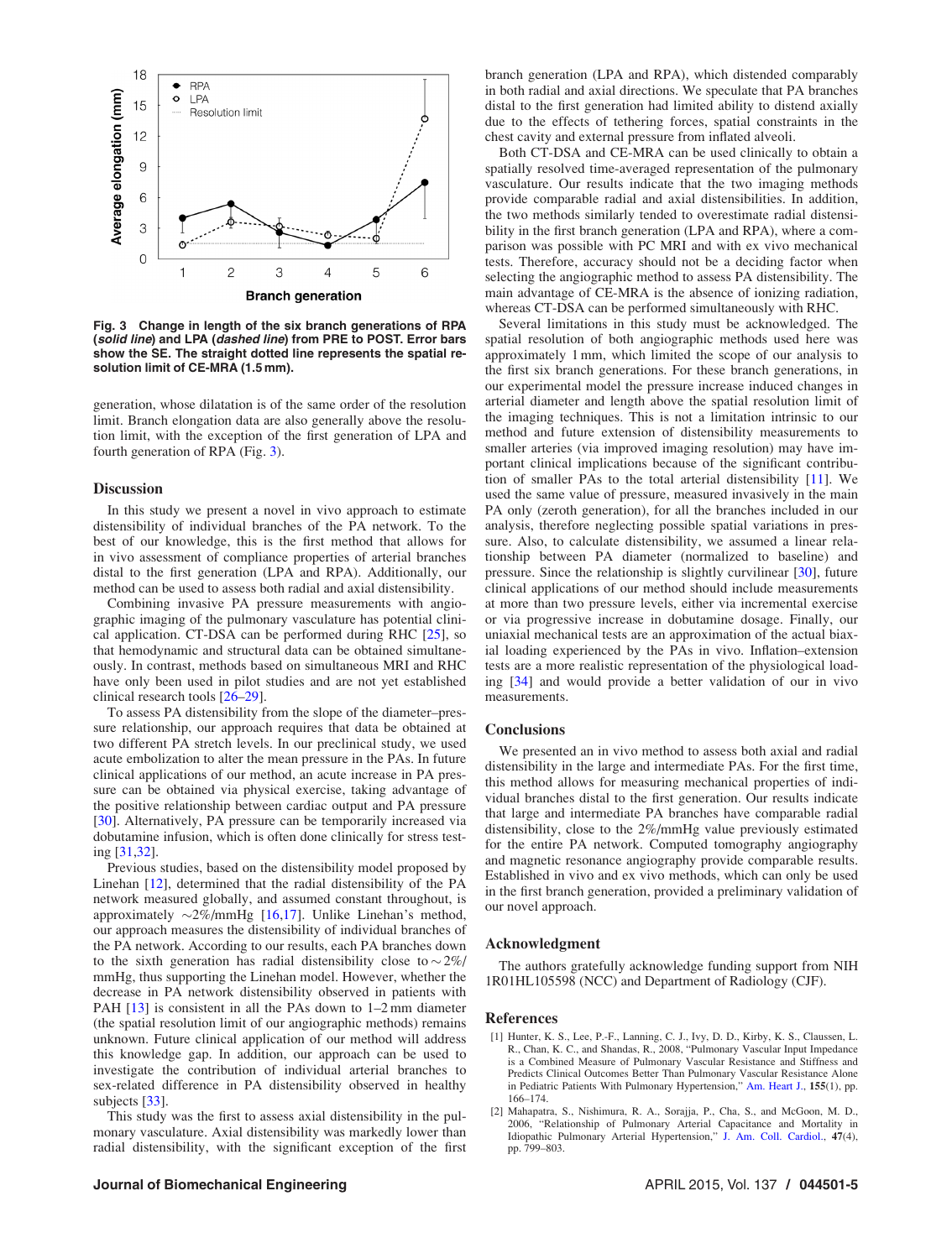Fig. 3 Change in length of the six branch generations of RPA (*solid line*) and LPA (*dashed line*) from PRE to POST. Error bars show the SE. The straight dotted line represents the spatial resolution limit of CE-MRA (1.5 mm).

generation, whose dilatation is of the same order of the resolution limit. Branch elongation data are also generally above the resolution limit, with the exception of the first generation of LPA and fourth generation of RPA (Fig. 3).

## Discussion

In this study we present a novel in vivo approach to estimate distensibility of individual branches of the PA network. To the best of our knowledge, this is the first method that allows for in vivo assessment of compliance properties of arterial branches distal to the first generation (LPA and RPA). Additionally, our method can be used to assess both radial and axial distensibility.

Combining invasive PA pressure measurements with angiographic imaging of the pulmonary vasculature has potential clinical application. CT-DSA can be performed during RHC [25], so that hemodynamic and structural data can be obtained simultaneously. In contrast, methods based on simultaneous MRI and RHC have only been used in pilot studies and are not yet established clinical research tools [26–29].

To assess PA distensibility from the slope of the diameter–pressure relationship, our approach requires that data be obtained at two different PA stretch levels. In our preclinical study, we used acute embolization to alter the mean pressure in the PAs. In future clinical applications of our method, an acute increase in PA pressure can be obtained via physical exercise, taking advantage of the positive relationship between cardiac output and PA pressure [30]. Alternatively, PA pressure can be temporarily increased via dobutamine infusion, which is often done clinically for stress testing [31,32].

Previous studies, based on the distensibility model proposed by Linehan [12], determined that the radial distensibility of the PA network measured globally, and assumed constant throughout, is approximately ∼2%/mmHg [16,17]. Unlike Linehan's method, our approach measures the distensibility of individual branches of the PA network. According to our results, each PA branches down to the sixth generation has radial distensibility close to ∼2%/mmHg, thus supporting the Linehan model. However, whether the decrease in PA network distensibility observed in patients with PAH [13] is consistent in all the PAs down to 1–2 mm diameter (the spatial resolution limit of our angiographic methods) remains unknown. Future clinical application of our method will address this knowledge gap. In addition, our approach can be used to investigate the contribution of individual arterial branches to sex-related difference in PA distensibility observed in healthy subjects [33].

This study was the first to assess axial distensibility in the pulmonary vasculature. Axial distensibility was markedly lower than radial distensibility, with the significant exception of the first branch generation (LPA and RPA), which distended comparably in both radial and axial directions. We speculate that PA branches distal to the first generation had limited ability to distend axially due to the effects of tethering forces, spatial constraints in the chest cavity and external pressure from inflated alveoli.

Both CT-DSA and CE-MRA can be used clinically to obtain a spatially resolved time-averaged representation of the pulmonary vasculature. Our results indicate that the two imaging methods provide comparable radial and axial distensibilities. In addition, the two methods similarly tended to overestimate radial distensibility in the first branch generation (LPA and RPA), where a comparison was possible with PC MRI and with ex vivo mechanical tests. Therefore, accuracy should not be a deciding factor when selecting the angiographic method to assess PA distensibility. The main advantage of CE-MRA is the absence of ionizing radiation, whereas CT-DSA can be performed simultaneously with RHC.

Several limitations in this study must be acknowledged. The spatial resolution of both angiographic methods used here was approximately 1 mm, which limited the scope of our analysis to the first six branch generations. For these branch generations, in our experimental model the pressure increase induced changes in arterial diameter and length above the spatial resolution limit of the imaging techniques. This is not a limitation intrinsic to our method and future extension of distensibility measurements to smaller arteries (via improved imaging resolution) may have important clinical implications because of the significant contribution of smaller PAs to the total arterial distensibility [11]. We used the same value of pressure, measured invasively in the main PA only (zeroth generation), for all the branches included in our analysis, therefore neglecting possible spatial variations in pressure. Also, to calculate distensibility, we assumed a linear relationship between PA diameter (normalized to baseline) and pressure. Since the relationship is slightly curvilinear [30], future clinical applications of our method should include measurements at more than two pressure levels, either via incremental exercise or via progressive increase in dobutamine dosage. Finally, our uniaxial mechanical tests are an approximation of the actual biaxial loading experienced by the PAs in vivo. Inflation–extension tests are a more realistic representation of the physiological loading [34] and would provide a better validation of our in vivo measurements.

## Conclusions

We presented an in vivo method to assess both axial and radial distensibility in the large and intermediate PAs. For the first time, this method allows for measuring mechanical properties of individual branches distal to the first generation. Our results indicate that large and intermediate PA branches have comparable radial distensibility, close to the 2%/mmHg value previously estimated for the entire PA network. Computed tomography angiography and magnetic resonance angiography provide comparable results. Established in vivo and ex vivo methods, which can only be used in the first branch generation, provided a preliminary validation of our novel approach.

## Acknowledgment

The authors gratefully acknowledge funding support from NIH 1R01HL105598 (NCC) and Department of Radiology (CJF).

## References

[1] Hunter, K. S., Lee, P.-F., Lanning, C. J., Ivy, D. D., Kirby, K. S., Claussen, L. R., Chan, K. C., and Shandas, R., 2008, "Pulmonary Vascular Input Impedance is a Combined Measure of Pulmonary Vascular Resistance and Stiffness and Predicts Clinical Outcomes Better Than Pulmonary Vascular Resistance Alone in Pediatric Patients With Pulmonary Hypertension," Am. Heart J., **155**(1), pp. 166–174.

[2] Mahapatra, S., Nishimura, R. A., Sorajja, P., Cha, S., and McGoon, M. D., 2006, "Relationship of Pulmonary Arterial Capacitance and Mortality in Idiopathic Pulmonary Arterial Hypertension," J. Am. Coll. Cardiol., **47**(4), pp. 799–803.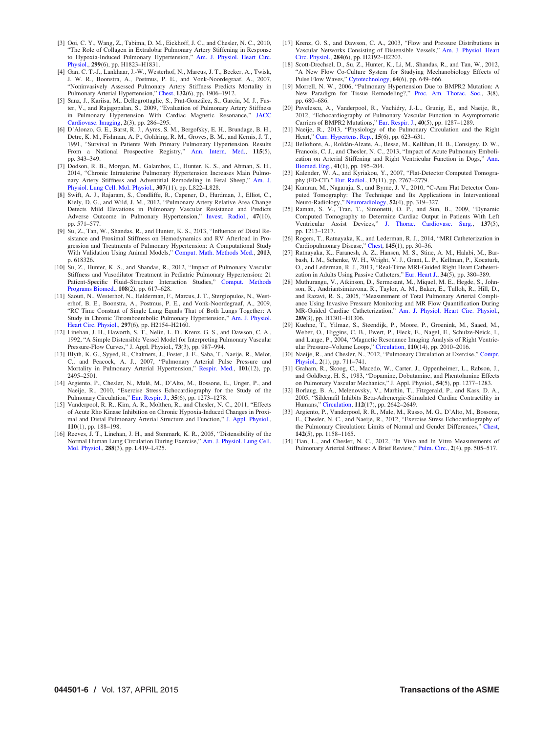[3] Ooi, C. Y., Wang, Z., Tabima, D. M., Eickhoff, J. C., and Chesler, N. C., 2010, "The Role of Collagen in Extralobar Pulmonary Artery Stiffening in Response to Hypoxia-Induced Pulmonary Hypertension," Am. J. Physiol. Heart Circ. Physiol., **299**(6), pp. H1823–H1831.

[4] Gan, C. T.-J., Lankhaar, J.-W., Westerhof, N., Marcus, J. T., Becker, A., Twisk, J. W. R., Boonstra, A., Postmus, P. E., and Vonk-Noordegraaf, A., 2007, "Noninvasively Assessed Pulmonary Artery Stiffness Predicts Mortality in Pulmonary Arterial Hypertension," Chest, **132**(6), pp. 1906–1912.

[5] Sanz, J., Kariisa, M., Dellegrottaglie, S., Prat-González, S., Garcia, M. J., Fuster, V., and Rajagopalan, S., 2009, "Evaluation of Pulmonary Artery Stiffness in Pulmonary Hypertension With Cardiac Magnetic Resonance," JACC Cardiovasc. Imaging, **2**(3), pp. 286–295.

[6] D'Alonzo, G. E., Barst, R. J., Ayres, S. M., Bergofsky, E. H., Brundage, B. H., Detre, K. M., Fishman, A. P., Goldring, R. M., Groves, B. M., and Kernis, J. T., 1991, "Survival in Patients With Primary Pulmonary Hypertension. Results From a National Prospective Registry," Ann. Intern. Med., **115**(5), pp. 343–349.

[7] Dodson, R. B., Morgan, M., Galambos, C., Hunter, K. S., and Abman, S. H., 2014, "Chronic Intrauterine Pulmonary Hypertension Increases Main Pulmonary Artery Stiffness and Adventitial Remodeling in Fetal Sheep," Am. J. Physiol. Lung Cell. Mol. Physiol., **307**(11), pp. L822–L828.

[8] Swift, A. J., Rajaram, S., Condliffe, R., Capener, D., Hurdman, J., Elliot, C., Kiely, D. G., and Wild, J. M., 2012, "Pulmonary Artery Relative Area Change Detects Mild Elevations in Pulmonary Vascular Resistance and Predicts Adverse Outcome in Pulmonary Hypertension," Invest. Radiol., **47**(10), pp. 571–577.

[9] Su, Z., Tan, W., Shandas, R., and Hunter, K. S., 2013, "Influence of Distal Resistance and Proximal Stiffness on Hemodynamics and RV Afterload in Progression and Treatments of Pulmonary Hypertension: A Computational Study With Validation Using Animal Models," Comput. Math. Methods Med., **2013**, p. 618326.

[10] Su, Z., Hunter, K. S., and Shandas, R., 2012, "Impact of Pulmonary Vascular Stiffness and Vasodilator Treatment in Pediatric Pulmonary Hypertension: 21 Patient-Specific Fluid–Structure Interaction Studies," Comput. Methods Programs Biomed., **108**(2), pp. 617–628.

[11] Saouti, N., Westerhof, N., Helderman, F., Marcus, J. T., Stergiopulos, N., Westerhof, B. E., Boonstra, A., Postmus, P. E., and Vonk-Noordegraaf, A., 2009, "RC Time Constant of Single Lung Equals That of Both Lungs Together: A Study in Chronic Thromboembolic Pulmonary Hypertension," Am. J. Physiol. Heart Circ. Physiol., **297**(6), pp. H2154–H2160.

[12] Linehan, J. H., Haworth, S. T., Nelin, L. D., Krenz, G. S., and Dawson, C. A., 1992, "A Simple Distensible Vessel Model for Interpreting Pulmonary Vascular Pressure-Flow Curves," J. Appl. Physiol., **73**(3), pp. 987–994.

[13] Blyth, K. G., Syyed, R., Chalmers, J., Foster, J. E., Saba, T., Naeije, R., Melot, C., and Peacock, A. J., 2007, "Pulmonary Arterial Pulse Pressure and Mortality in Pulmonary Arterial Hypertension," Respir. Med., **101**(12), pp. 2495–2501.

[14] Argiento, P., Chesler, N., Mulè, M., D'Alto, M., Bossone, E., Unger, P., and Naeije, R., 2010, "Exercise Stress Echocardiography for the Study of the Pulmonary Circulation," Eur. Respir. J., **35**(6), pp. 1273–1278.

[15] Vanderpool, R. R., Kim, A. R., Molthen, R., and Chesler, N. C., 2011, "Effects of Acute Rho Kinase Inhibition on Chronic Hypoxia-Induced Changes in Proximal and Distal Pulmonary Arterial Structure and Function," J. Appl. Physiol., **110**(1), pp. 188–198.

[16] Reeves, J. T., Linehan, J. H., and Stenmark, K. R., 2005, "Distensibility of the Normal Human Lung Circulation During Exercise," Am. J. Physiol. Lung Cell. Mol. Physiol., **288**(3), pp. L419–L425.

[17] Krenz, G. S., and Dawson, C. A., 2003, "Flow and Pressure Distributions in Vascular Networks Consisting of Distensible Vessels," Am. J. Physiol. Heart Circ. Physiol., **284**(6), pp. H2192–H2203.

[18] Scott-Drechsel, D., Su, Z., Hunter, K., Li, M., Shandas, R., and Tan, W., 2012, "A New Flow Co-Culture System for Studying Mechanobiology Effects of Pulse Flow Waves," Cytotechnology, **64**(6), pp. 649–666.

[19] Morrell, N. W., 2006, "Pulmonary Hypertension Due to BMPR2 Mutation: A New Paradigm for Tissue Remodeling?," Proc. Am. Thorac. Soc., **3**(8), pp. 680–686.

[20] Pavelescu, A., Vanderpool, R., Vachiéry, J.-L., Grunig, E., and Naeije, R., 2012, "Echocardiography of Pulmonary Vascular Function in Asymptomatic Carriers of BMPR2 Mutations," Eur. Respir. J., **40**(5), pp. 1287–1289.

[21] Naeije, R., 2013, "Physiology of the Pulmonary Circulation and the Right Heart," Curr. Hypertens. Rep., **15**(6), pp. 623–631.

[22] Bellofiore, A., Roldán-Alzate, A., Besse, M., Kellihan, H. B., Consigny, D. W., Francois, C. J., and Chesler, N. C., 2013, "Impact of Acute Pulmonary Embolization on Arterial Stiffening and Right Ventricular Function in Dogs," Ann. Biomed. Eng., **41**(1), pp. 195–204.

[23] Kalender, W. A., and Kyriakou, Y., 2007, "Flat-Detector Computed Tomography (FD-CT)," Eur. Radiol., **17**(11), pp. 2767–2779.

[24] Kamran, M., Nagaraja, S., and Byrne, J. V., 2010, "C-Arm Flat Detector Computed Tomography: The Technique and Its Applications in Interventional Neuro-Radiology," Neuroradiology, **52**(4), pp. 319–327.

[25] Raman, S. V., Tran, T., Simonetti, O. P., and Sun, B., 2009, "Dynamic Computed Tomography to Determine Cardiac Output in Patients With Left Ventricular Assist Devices," J. Thorac. Cardiovasc. Surg., **137**(5), pp. 1213–1217.

[26] Rogers, T., Ratnayaka, K., and Lederman, R. J., 2014, "MRI Catheterization in Cardiopulmonary Disease," Chest, **145**(1), pp. 30–36.

[27] Ratnayaka, K., Faranesh, A. Z., Hansen, M. S., Stine, A. M., Halabi, M., Barbash, I. M., Schenke, W. H., Wright, V. J., Grant, L. P., Kellman, P., Kocaturk, O., and Lederman, R. J., 2013, "Real-Time MRI-Guided Right Heart Catheterization in Adults Using Passive Catheters," Eur. Heart J., **34**(5), pp. 380–389.

[28] Muthurangu, V., Atkinson, D., Sermesant, M., Miquel, M. E., Hegde, S., Johnson, R., Andriantsimiavona, R., Taylor, A. M., Baker, E., Tulloh, R., Hill, D., and Razavi, R. S., 2005, "Measurement of Total Pulmonary Arterial Compliance Using Invasive Pressure Monitoring and MR Flow Quantification During MR-Guided Cardiac Catheterization," Am. J. Physiol. Heart Circ. Physiol., **289**(3), pp. H1301–H1306.

[29] Kuehne, T., Yilmaz, S., Steendijk, P., Moore, P., Groenink, M., Saaed, M., Weber, O., Higgins, C. B., Ewert, P., Fleck, E., Nagel, E., Schulze-Neick, I., and Lange, P., 2004, "Magnetic Resonance Imaging Analysis of Right Ventricular Pressure–Volume Loops," Circulation, **110**(14), pp. 2010–2016.

[30] Naeije, R., and Chesler, N., 2012, "Pulmonary Circulation at Exercise," Compr. Physiol., **2**(1), pp. 711–741.

[31] Graham, R., Skoog, C., Macedo, W., Carter, J., Oppenheimer, L., Rabson, J., and Goldberg, H. S., 1983, "Dopamine, Dobutamine, and Phentolamine Effects on Pulmonary Vascular Mechanics," J. Appl. Physiol., **54**(5), pp. 1277–1283.

[32] Borlaug, B. A., Melenovsky, V., Marhin, T., Fitzgerald, P., and Kass, D. A., 2005, "Sildenafil Inhibits Beta-Adrenergic-Stimulated Cardiac Contractility in Humans," Circulation, **112**(17), pp. 2642–2649.

[33] Argiento, P., Vanderpool, R. R., Mule, M., Russo, M. G., D'Alto, M., Bossone, E., Chesler, N. C., and Naeije, R., 2012, "Exercise Stress Echocardiography of the Pulmonary Circulation: Limits of Normal and Gender Differences," Chest, **142**(5), pp. 1158–1165.

[34] Tian, L., and Chesler, N. C., 2012, "In Vivo and In Vitro Measurements of Pulmonary Arterial Stiffness: A Brief Review," Pulm. Circ., **2**(4), pp. 505–517.